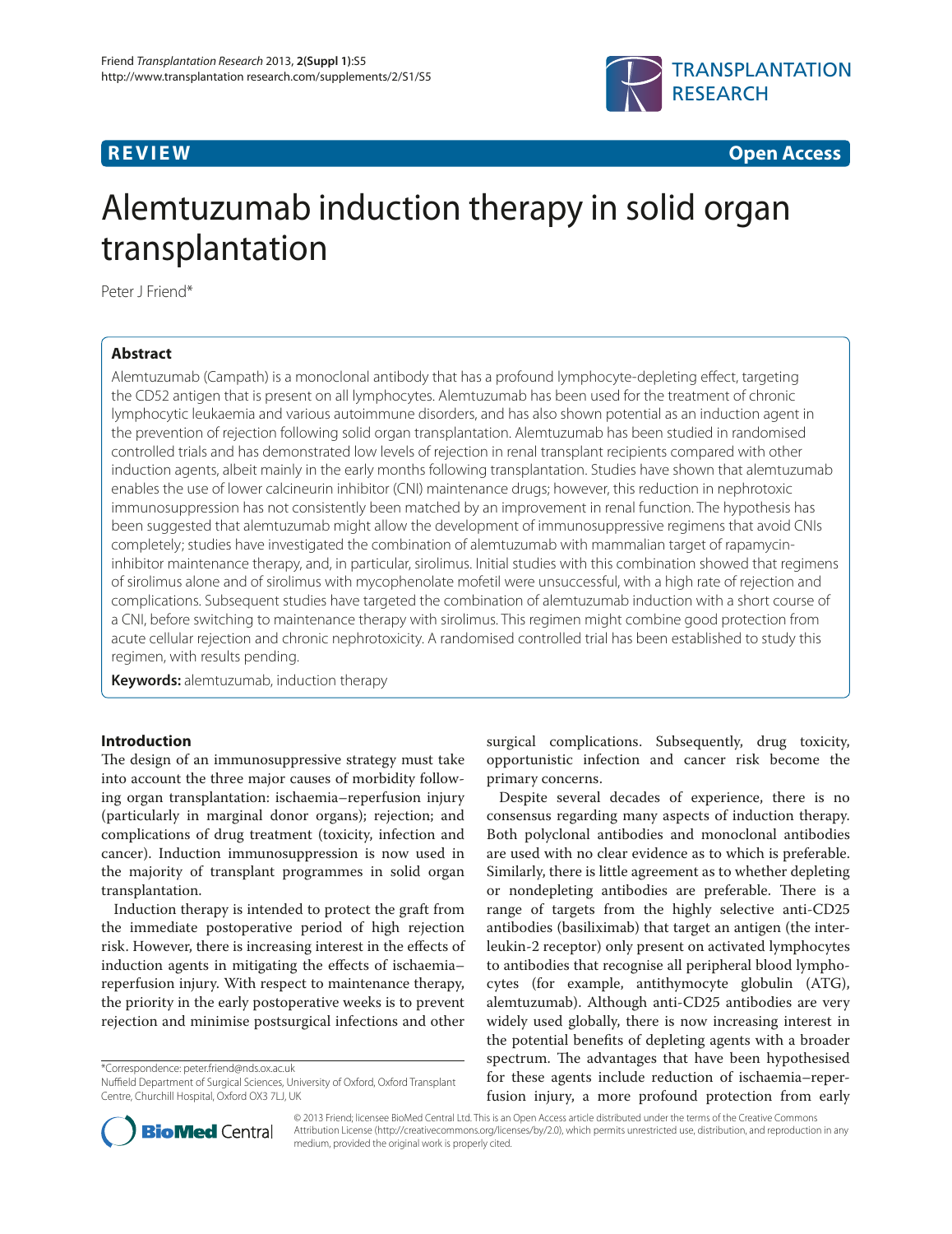**REVIEW** **Open Access**

# Alemtuzumab induction therapy in solid organ transplantation

Peter J Friend*

## Abstract

Alemtuzumab (Campath) is a monoclonal antibody that has a profound lymphocyte-depleting effect, targeting the CD52 antigen that is present on all lymphocytes. Alemtuzumab has been used for the treatment of chronic lymphocytic leukaemia and various autoimmune disorders, and has also shown potential as an induction agent in the prevention of rejection following solid organ transplantation. Alemtuzumab has been studied in randomised controlled trials and has demonstrated low levels of rejection in renal transplant recipients compared with other induction agents, albeit mainly in the early months following transplantation. Studies have shown that alemtuzumab enables the use of lower calcineurin inhibitor (CNI) maintenance drugs; however, this reduction in nephrotoxic immunosuppression has not consistently been matched by an improvement in renal function. The hypothesis has been suggested that alemtuzumab might allow the development of immunosuppressive regimens that avoid CNIs completely; studies have investigated the combination of alemtuzumab with mammalian target of rapamycin-inhibitor maintenance therapy, and, in particular, sirolimus. Initial studies with this combination showed that regimens of sirolimus alone and of sirolimus with mycophenolate mofetil were unsuccessful, with a high rate of rejection and complications. Subsequent studies have targeted the combination of alemtuzumab induction with a short course of a CNI, before switching to maintenance therapy with sirolimus. This regimen might combine good protection from acute cellular rejection and chronic nephrotoxicity. A randomised controlled trial has been established to study this regimen, with results pending.

**Keywords:** alemtuzumab, induction therapy

## Introduction

The design of an immunosuppressive strategy must take into account the three major causes of morbidity following organ transplantation: ischaemia–reperfusion injury (particularly in marginal donor organs); rejection; and complications of drug treatment (toxicity, infection and cancer). Induction immunosuppression is now used in the majority of transplant programmes in solid organ transplantation.

Induction therapy is intended to protect the graft from the immediate postoperative period of high rejection risk. However, there is increasing interest in the effects of induction agents in mitigating the effects of ischaemia–reperfusion injury. With respect to maintenance therapy, the priority in the early postoperative weeks is to prevent rejection and minimise postsurgical infections and other surgical complications. Subsequently, drug toxicity, opportunistic infection and cancer risk become the primary concerns.

Despite several decades of experience, there is no consensus regarding many aspects of induction therapy. Both polyclonal antibodies and monoclonal antibodies are used with no clear evidence as to which is preferable. Similarly, there is little agreement as to whether depleting or nondepleting antibodies are preferable. There is a range of targets from the highly selective anti-CD25 antibodies (basiliximab) that target an antigen (the interleukin-2 receptor) only present on activated lymphocytes to antibodies that recognise all peripheral blood lymphocytes (for example, antithymocyte globulin (ATG), alemtuzumab). Although anti-CD25 antibodies are very widely used globally, there is now increasing interest in the potential benefits of depleting agents with a broader spectrum. The advantages that have been hypothesised for these agents include reduction of ischaemia–reperfusion injury, a more profound protection from early

*Correspondence: peter.friend@nds.ox.ac.uk
Nuffield Department of Surgical Sciences, University of Oxford, Oxford Transplant Centre, Churchill Hospital, Oxford OX3 7LJ, UK

© 2013 Friend; licensee BioMed Central Ltd. This is an Open Access article distributed under the terms of the Creative Commons Attribution License (http://creativecommons.org/licenses/by/2.0), which permits unrestricted use, distribution, and reproduction in any medium, provided the original work is properly cited.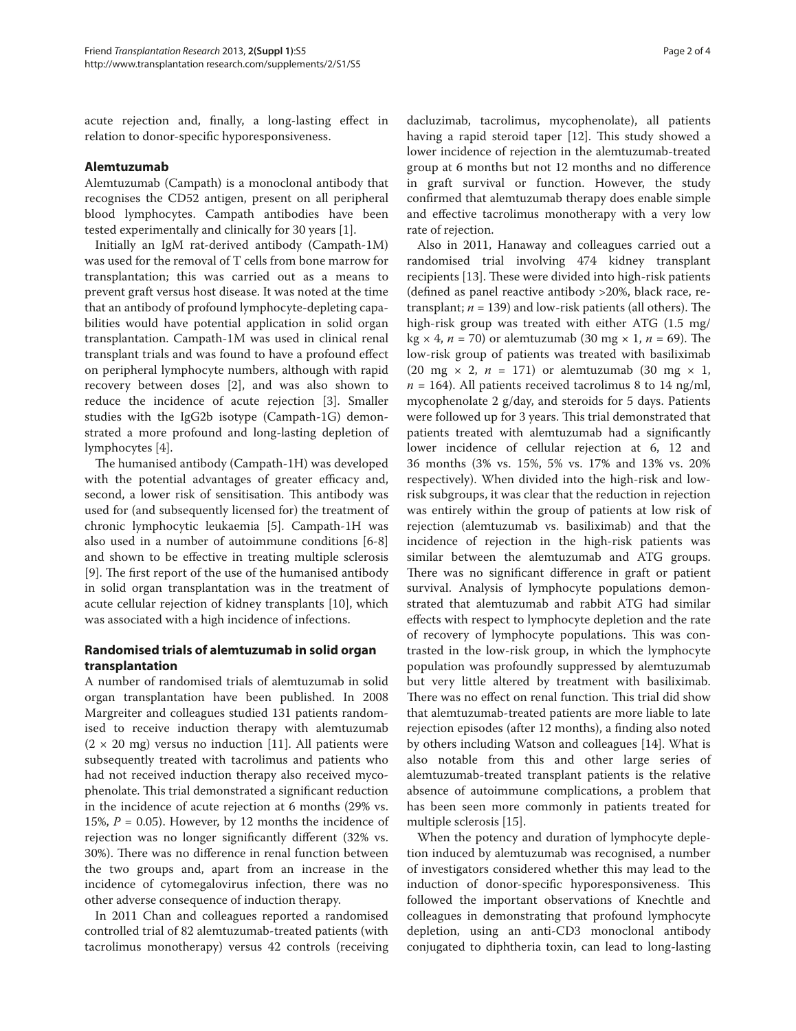acute rejection and, finally, a long-lasting effect in relation to donor-specific hyporesponsiveness.

## Alemtuzumab

Alemtuzumab (Campath) is a monoclonal antibody that recognises the CD52 antigen, present on all peripheral blood lymphocytes. Campath antibodies have been tested experimentally and clinically for 30 years [1].

Initially an IgM rat-derived antibody (Campath-1M) was used for the removal of T cells from bone marrow for transplantation; this was carried out as a means to prevent graft versus host disease. It was noted at the time that an antibody of profound lymphocyte-depleting capabilities would have potential application in solid organ transplantation. Campath-1M was used in clinical renal transplant trials and was found to have a profound effect on peripheral lymphocyte numbers, although with rapid recovery between doses [2], and was also shown to reduce the incidence of acute rejection [3]. Smaller studies with the IgG2b isotype (Campath-1G) demonstrated a more profound and long-lasting depletion of lymphocytes [4].

The humanised antibody (Campath-1H) was developed with the potential advantages of greater efficacy and, second, a lower risk of sensitisation. This antibody was used for (and subsequently licensed for) the treatment of chronic lymphocytic leukaemia [5]. Campath-1H was also used in a number of autoimmune conditions [6-8] and shown to be effective in treating multiple sclerosis [9]. The first report of the use of the humanised antibody in solid organ transplantation was in the treatment of acute cellular rejection of kidney transplants [10], which was associated with a high incidence of infections.

## Randomised trials of alemtuzumab in solid organ transplantation

A number of randomised trials of alemtuzumab in solid organ transplantation have been published. In 2008 Margreiter and colleagues studied 131 patients randomised to receive induction therapy with alemtuzumab ($2 \times 20$ mg) versus no induction [11]. All patients were subsequently treated with tacrolimus and patients who had not received induction therapy also received mycophenolate. This trial demonstrated a significant reduction in the incidence of acute rejection at 6 months (29% vs. 15%, $P = 0.05$). However, by 12 months the incidence of rejection was no longer significantly different (32% vs. 30%). There was no difference in renal function between the two groups and, apart from an increase in the incidence of cytomegalovirus infection, there was no other adverse consequence of induction therapy.

In 2011 Chan and colleagues reported a randomised controlled trial of 82 alemtuzumab-treated patients (with tacrolimus monotherapy) versus 42 controls (receiving dacluzimab, tacrolimus, mycophenolate), all patients having a rapid steroid taper [12]. This study showed a lower incidence of rejection in the alemtuzumab-treated group at 6 months but not 12 months and no difference in graft survival or function. However, the study confirmed that alemtuzumab therapy does enable simple and effective tacrolimus monotherapy with a very low rate of rejection.

Also in 2011, Hanaway and colleagues carried out a randomised trial involving 474 kidney transplant recipients [13]. These were divided into high-risk patients (defined as panel reactive antibody >20%, black race, re-transplant; $n = 139$) and low-risk patients (all others). The high-risk group was treated with either ATG (1.5 mg/kg $\times$ 4, $n = 70$) or alemtuzumab (30 mg $\times$ 1, $n = 69$). The low-risk group of patients was treated with basiliximab (20 mg $\times$ 2, $n = 171$) or alemtuzumab (30 mg $\times$ 1, $n = 164$). All patients received tacrolimus 8 to 14 ng/ml, mycophenolate 2 g/day, and steroids for 5 days. Patients were followed up for 3 years. This trial demonstrated that patients treated with alemtuzumab had a significantly lower incidence of cellular rejection at 6, 12 and 36 months (3% vs. 15%, 5% vs. 17% and 13% vs. 20% respectively). When divided into the high-risk and low-risk subgroups, it was clear that the reduction in rejection was entirely within the group of patients at low risk of rejection (alemtuzumab vs. basiliximab) and that the incidence of rejection in the high-risk patients was similar between the alemtuzumab and ATG groups. There was no significant difference in graft or patient survival. Analysis of lymphocyte populations demonstrated that alemtuzumab and rabbit ATG had similar effects with respect to lymphocyte depletion and the rate of recovery of lymphocyte populations. This was contrasted in the low-risk group, in which the lymphocyte population was profoundly suppressed by alemtuzumab but very little altered by treatment with basiliximab. There was no effect on renal function. This trial did show that alemtuzumab-treated patients are more liable to late rejection episodes (after 12 months), a finding also noted by others including Watson and colleagues [14]. What is also notable from this and other large series of alemtuzumab-treated transplant patients is the relative absence of autoimmune complications, a problem that has been seen more commonly in patients treated for multiple sclerosis [15].

When the potency and duration of lymphocyte depletion induced by alemtuzumab was recognised, a number of investigators considered whether this may lead to the induction of donor-specific hyporesponsiveness. This followed the important observations of Knechtle and colleagues in demonstrating that profound lymphocyte depletion, using an anti-CD3 monoclonal antibody conjugated to diphtheria toxin, can lead to long-lasting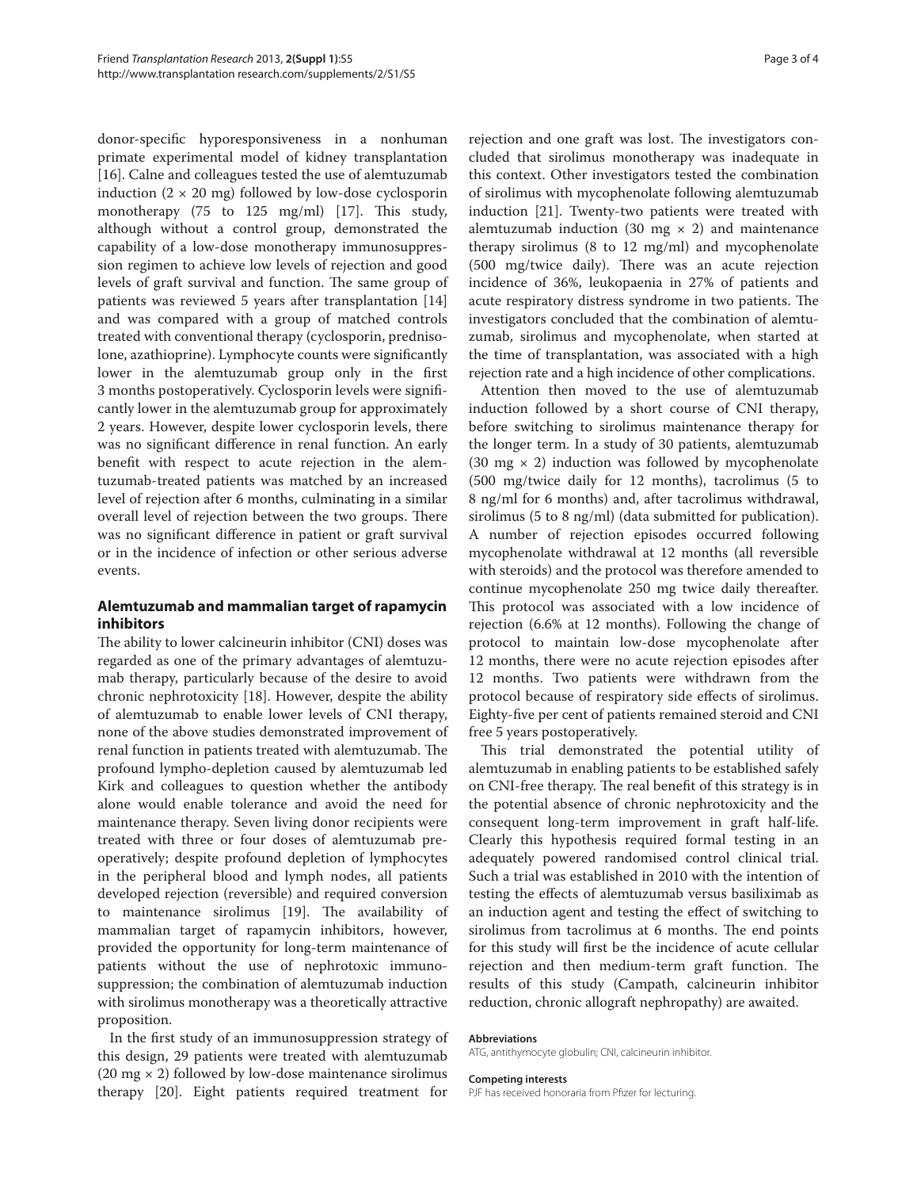donor-specific hyporesponsiveness in a nonhuman primate experimental model of kidney transplantation [16]. Calne and colleagues tested the use of alemtuzumab induction (2 × 20 mg) followed by low-dose cyclosporin monotherapy (75 to 125 mg/ml) [17]. This study, although without a control group, demonstrated the capability of a low-dose monotherapy immunosuppression regimen to achieve low levels of rejection and good levels of graft survival and function. The same group of patients was reviewed 5 years after transplantation [14] and was compared with a group of matched controls treated with conventional therapy (cyclosporin, prednisolone, azathioprine). Lymphocyte counts were significantly lower in the alemtuzumab group only in the first 3 months postoperatively. Cyclosporin levels were significantly lower in the alemtuzumab group for approximately 2 years. However, despite lower cyclosporin levels, there was no significant difference in renal function. An early benefit with respect to acute rejection in the alemtuzumab-treated patients was matched by an increased level of rejection after 6 months, culminating in a similar overall level of rejection between the two groups. There was no significant difference in patient or graft survival or in the incidence of infection or other serious adverse events.

## Alemtuzumab and mammalian target of rapamycin inhibitors

The ability to lower calcineurin inhibitor (CNI) doses was regarded as one of the primary advantages of alemtuzumab therapy, particularly because of the desire to avoid chronic nephrotoxicity [18]. However, despite the ability of alemtuzumab to enable lower levels of CNI therapy, none of the above studies demonstrated improvement of renal function in patients treated with alemtuzumab. The profound lympho-depletion caused by alemtuzumab led Kirk and colleagues to question whether the antibody alone would enable tolerance and avoid the need for maintenance therapy. Seven living donor recipients were treated with three or four doses of alemtuzumab preoperatively; despite profound depletion of lymphocytes in the peripheral blood and lymph nodes, all patients developed rejection (reversible) and required conversion to maintenance sirolimus [19]. The availability of mammalian target of rapamycin inhibitors, however, provided the opportunity for long-term maintenance of patients without the use of nephrotoxic immunosuppression; the combination of alemtuzumab induction with sirolimus monotherapy was a theoretically attractive proposition.

In the first study of an immunosuppression strategy of this design, 29 patients were treated with alemtuzumab (20 mg × 2) followed by low-dose maintenance sirolimus therapy [20]. Eight patients required treatment for rejection and one graft was lost. The investigators concluded that sirolimus monotherapy was inadequate in this context. Other investigators tested the combination of sirolimus with mycophenolate following alemtuzumab induction [21]. Twenty-two patients were treated with alemtuzumab induction (30 mg × 2) and maintenance therapy sirolimus (8 to 12 mg/ml) and mycophenolate (500 mg/twice daily). There was an acute rejection incidence of 36%, leukopaenia in 27% of patients and acute respiratory distress syndrome in two patients. The investigators concluded that the combination of alemtuzumab, sirolimus and mycophenolate, when started at the time of transplantation, was associated with a high rejection rate and a high incidence of other complications.

Attention then moved to the use of alemtuzumab induction followed by a short course of CNI therapy, before switching to sirolimus maintenance therapy for the longer term. In a study of 30 patients, alemtuzumab (30 mg × 2) induction was followed by mycophenolate (500 mg/twice daily for 12 months), tacrolimus (5 to 8 ng/ml for 6 months) and, after tacrolimus withdrawal, sirolimus (5 to 8 ng/ml) (data submitted for publication). A number of rejection episodes occurred following mycophenolate withdrawal at 12 months (all reversible with steroids) and the protocol was therefore amended to continue mycophenolate 250 mg twice daily thereafter. This protocol was associated with a low incidence of rejection (6.6% at 12 months). Following the change of protocol to maintain low-dose mycophenolate after 12 months, there were no acute rejection episodes after 12 months. Two patients were withdrawn from the protocol because of respiratory side effects of sirolimus. Eighty-five per cent of patients remained steroid and CNI free 5 years postoperatively.

This trial demonstrated the potential utility of alemtuzumab in enabling patients to be established safely on CNI-free therapy. The real benefit of this strategy is in the potential absence of chronic nephrotoxicity and the consequent long-term improvement in graft half-life. Clearly this hypothesis required formal testing in an adequately powered randomised control clinical trial. Such a trial was established in 2010 with the intention of testing the effects of alemtuzumab versus basiliximab as an induction agent and testing the effect of switching to sirolimus from tacrolimus at 6 months. The end points for this study will first be the incidence of acute cellular rejection and then medium-term graft function. The results of this study (Campath, calcineurin inhibitor reduction, chronic allograft nephropathy) are awaited.

#### Abbreviations

ATG, antithymocyte globulin; CNI, calcineurin inhibitor.

#### Competing interests

PJF has received honoraria from Pfizer for lecturing.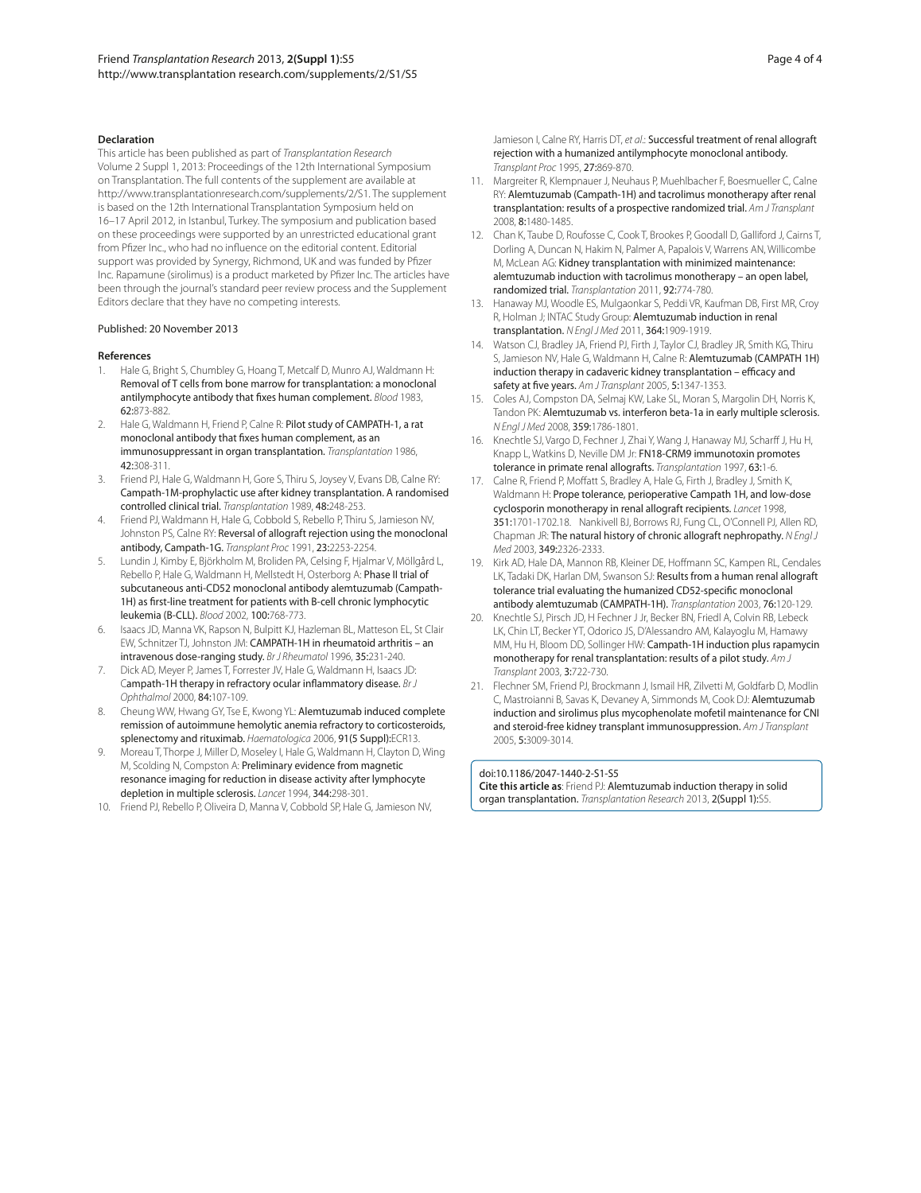### Declaration

This article has been published as part of *Transplantation Research* Volume 2 Suppl 1, 2013: Proceedings of the 12th International Symposium on Transplantation. The full contents of the supplement are available at http://www.transplantationresearch.com/supplements/2/S1. The supplement is based on the 12th International Transplantation Symposium held on 16–17 April 2012, in Istanbul, Turkey. The symposium and publication based on these proceedings were supported by an unrestricted educational grant from Pfizer Inc., who had no influence on the editorial content. Editorial support was provided by Synergy, Richmond, UK and was funded by Pfizer Inc. Rapamune (sirolimus) is a product marketed by Pfizer Inc. The articles have been through the journal's standard peer review process and the Supplement Editors declare that they have no competing interests.

Published: 20 November 2013

### References

1. Hale G, Bright S, Chumbley G, Hoang T, Metcalf D, Munro AJ, Waldmann H: Removal of T cells from bone marrow for transplantation: a monoclonal antilymphocyte antibody that fixes human complement. *Blood* 1983, **62:**873-882.
2. Hale G, Waldmann H, Friend P, Calne R: Pilot study of CAMPATH-1, a rat monoclonal antibody that fixes human complement, as an immunosuppressant in organ transplantation. *Transplantation* 1986, **42:**308-311.
3. Friend PJ, Hale G, Waldmann H, Gore S, Thiru S, Joysey V, Evans DB, Calne RY: Campath-1M-prophylactic use after kidney transplantation. A randomised controlled clinical trial. *Transplantation* 1989, **48:**248-253.
4. Friend PJ, Waldmann H, Hale G, Cobbold S, Rebello P, Thiru S, Jamieson NV, Johnston PS, Calne RY: Reversal of allograft rejection using the monoclonal antibody, Campath-1G. *Transplant Proc* 1991, **23:**2253-2254.
5. Lundin J, Kimby E, Björkholm M, Broliden PA, Celsing F, Hjalmar V, Möllgård L, Rebello P, Hale G, Waldmann H, Mellstedt H, Osterborg A: Phase II trial of subcutaneous anti-CD52 monoclonal antibody alemtuzumab (Campath-1H) as first-line treatment for patients with B-cell chronic lymphocytic leukemia (B-CLL). *Blood* 2002, **100:**768-773.
6. Isaacs JD, Manna VK, Rapson N, Bulpitt KJ, Hazleman BL, Matteson EL, St Clair EW, Schnitzer TJ, Johnston JM: CAMPATH-1H in rheumatoid arthritis – an intravenous dose-ranging study. *Br J Rheumatol* 1996, **35:**231-240.
7. Dick AD, Meyer P, James T, Forrester JV, Hale G, Waldmann H, Isaacs JD: Campath-1H therapy in refractory ocular inflammatory disease. *Br J Ophthalmol* 2000, **84:**107-109.
8. Cheung WW, Hwang GY, Tse E, Kwong YL: Alemtuzumab induced complete remission of autoimmune hemolytic anemia refractory to corticosteroids, splenectomy and rituximab. *Haematologica* 2006, **91(5 Suppl):**ECR13.
9. Moreau T, Thorpe J, Miller D, Moseley I, Hale G, Waldmann H, Clayton D, Wing M, Scolding N, Compston A: Preliminary evidence from magnetic resonance imaging for reduction in disease activity after lymphocyte depletion in multiple sclerosis. *Lancet* 1994, **344:**298-301.
10. Friend PJ, Rebello P, Oliveira D, Manna V, Cobbold SP, Hale G, Jamieson NV, Jamieson I, Calne RY, Harris DT, *et al.*: Successful treatment of renal allograft rejection with a humanized antilymphocyte monoclonal antibody. *Transplant Proc* 1995, **27:**869-870.
11. Margreiter R, Klempnauer J, Neuhaus P, Muehlbacher F, Boesmueller C, Calne RY: Alemtuzumab (Campath-1H) and tacrolimus monotherapy after renal transplantation: results of a prospective randomized trial. *Am J Transplant* 2008, **8:**1480-1485.
12. Chan K, Taube D, Roufosse C, Cook T, Brookes P, Goodall D, Galliford J, Cairns T, Dorling A, Duncan N, Hakim N, Palmer A, Papalois V, Warrens AN, Willicombe M, McLean AG: Kidney transplantation with minimized maintenance: alemtuzumab induction with tacrolimus monotherapy – an open label, randomized trial. *Transplantation* 2011, **92:**774-780.
13. Hanaway MJ, Woodle ES, Mulgaonkar S, Peddi VR, Kaufman DB, First MR, Croy R, Holman J; INTAC Study Group: Alemtuzumab induction in renal transplantation. *N Engl J Med* 2011, **364:**1909-1919.
14. Watson CJ, Bradley JA, Friend PJ, Firth J, Taylor CJ, Bradley JR, Smith KG, Thiru S, Jamieson NV, Hale G, Waldmann H, Calne R: Alemtuzumab (CAMPATH 1H) induction therapy in cadaveric kidney transplantation – efficacy and safety at five years. *Am J Transplant* 2005, **5:**1347-1353.
15. Coles AJ, Compston DA, Selmaj KW, Lake SL, Moran S, Margolin DH, Norris K, Tandon PK: Alemtuzumab vs. interferon beta-1a in early multiple sclerosis. *N Engl J Med* 2008, **359:**1786-1801.
16. Knechtle SJ, Vargo D, Fechner J, Zhai Y, Wang J, Hanaway MJ, Scharff J, Hu H, Knapp L, Watkins D, Neville DM Jr: FN18-CRM9 immunotoxin promotes tolerance in primate renal allografts. *Transplantation* 1997, **63:**1-6.
17. Calne R, Friend P, Moffatt S, Bradley A, Hale G, Firth J, Bradley J, Smith K, Waldmann H: Prope tolerance, perioperative Campath 1H, and low-dose cyclosporin monotherapy in renal allograft recipients. *Lancet* 1998, **351:**1701-1702.
18. Nankivell BJ, Borrows RJ, Fung CL, O'Connell PJ, Allen RD, Chapman JR: The natural history of chronic allograft nephropathy. *N Engl J Med* 2003, **349:**2326-2333.
19. Kirk AD, Hale DA, Mannon RB, Kleiner DE, Hoffmann SC, Kampen RL, Cendales LK, Tadaki DK, Harlan DM, Swanson SJ: Results from a human renal allograft tolerance trial evaluating the humanized CD52-specific monoclonal antibody alemtuzumab (CAMPATH-1H). *Transplantation* 2003, **76:**120-129.
20. Knechtle SJ, Pirsch JD, H Fechner J Jr, Becker BN, Friedl A, Colvin RB, Lebeck LK, Chin LT, Becker YT, Odorico JS, D'Alessandro AM, Kalayoglu M, Hamawy MM, Hu H, Bloom DD, Sollinger HW: Campath-1H induction plus rapamycin monotherapy for renal transplantation: results of a pilot study. *Am J Transplant* 2003, **3:**722-730.
21. Flechner SM, Friend PJ, Brockmann J, Ismail HR, Zilvetti M, Goldfarb D, Modlin C, Mastroianni B, Savas K, Devaney A, Simmonds M, Cook DJ: Alemtuzumab induction and sirolimus plus mycophenolate mofetil maintenance for CNI and steroid-free kidney transplant immunosuppression. *Am J Transplant* 2005, **5:**3009-3014.

doi:10.1186/2047-1440-2-S1-S5

**Cite this article as**: Friend PJ: Alemtuzumab induction therapy in solid organ transplantation. *Transplantation Research* 2013, **2(Suppl 1):**S5.